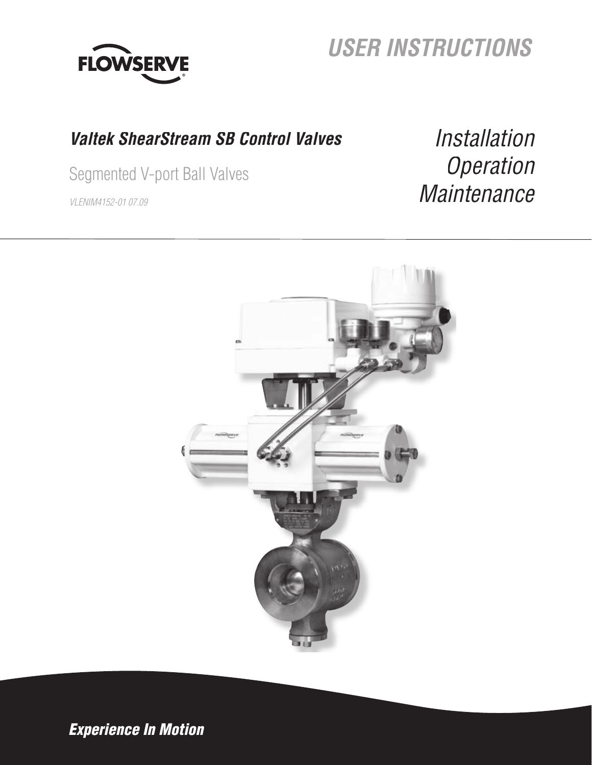FLOWSERVE

# USER INSTRUCTIONS

## *Valtek ShearStream SB Control Valves*

Segmented V-port Ball Valves

*VLENIM4152-01 07.09*

*Installation*
*Operation*
*Maintenance*

***Experience In Motion***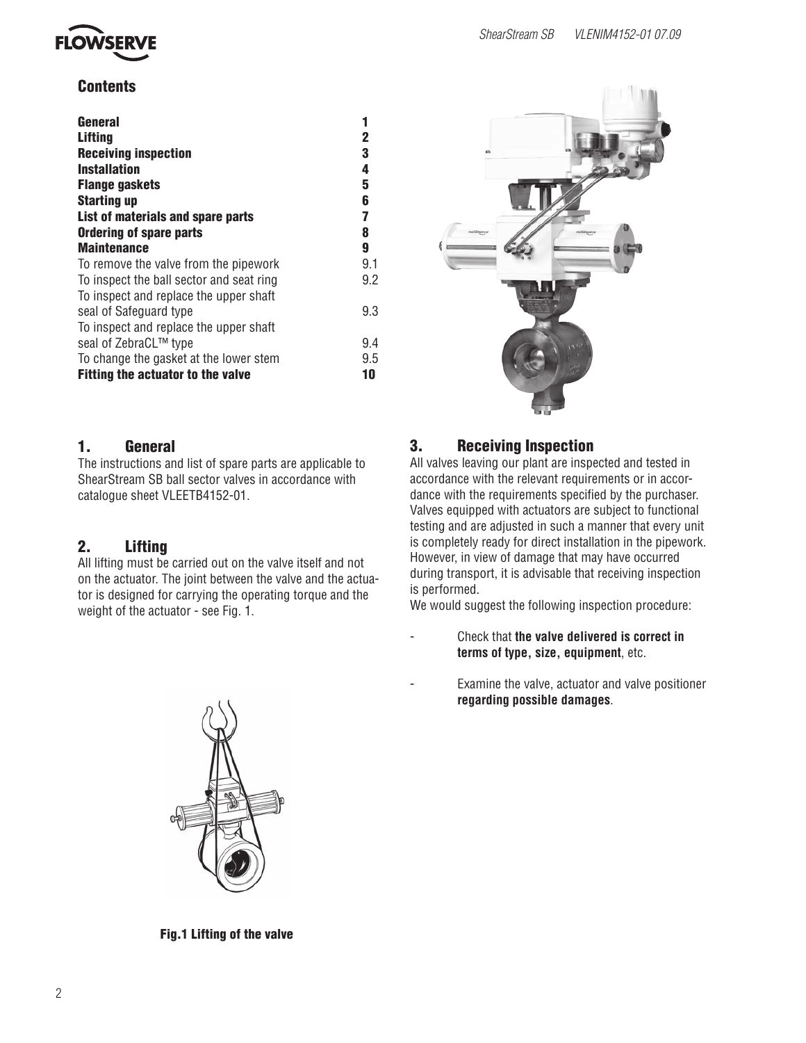## Contents

| | |
|---|---|
| **General** | **1** |
| **Lifting** | **2** |
| **Receiving inspection** | **3** |
| **Installation** | **4** |
| **Flange gaskets** | **5** |
| **Starting up** | **6** |
| **List of materials and spare parts** | **7** |
| **Ordering of spare parts** | **8** |
| **Maintenance** | **9** |
| To remove the valve from the pipework | 9.1 |
| To inspect the ball sector and seat ring | 9.2 |
| To inspect and replace the upper shaft seal of Safeguard type | 9.3 |
| To inspect and replace the upper shaft seal of ZebraCL™ type | 9.4 |
| To change the gasket at the lower stem | 9.5 |
| **Fitting the actuator to the valve** | **10** |

## 1. General

The instructions and list of spare parts are applicable to ShearStream SB ball sector valves in accordance with catalogue sheet VLEETB4152-01.

## 2. Lifting

All lifting must be carried out on the valve itself and not on the actuator. The joint between the valve and the actuator is designed for carrying the operating torque and the weight of the actuator - see Fig. 1.

**Fig.1 Lifting of the valve**

## 3. Receiving Inspection

All valves leaving our plant are inspected and tested in accordance with the relevant requirements or in accordance with the requirements specified by the purchaser. Valves equipped with actuators are subject to functional testing and are adjusted in such a manner that every unit is completely ready for direct installation in the pipework. However, in view of damage that may have occurred during transport, it is advisable that receiving inspection is performed.

We would suggest the following inspection procedure:

- Check that **the valve delivered is correct in terms of type, size, equipment**, etc.
- Examine the valve, actuator and valve positioner **regarding possible damages**.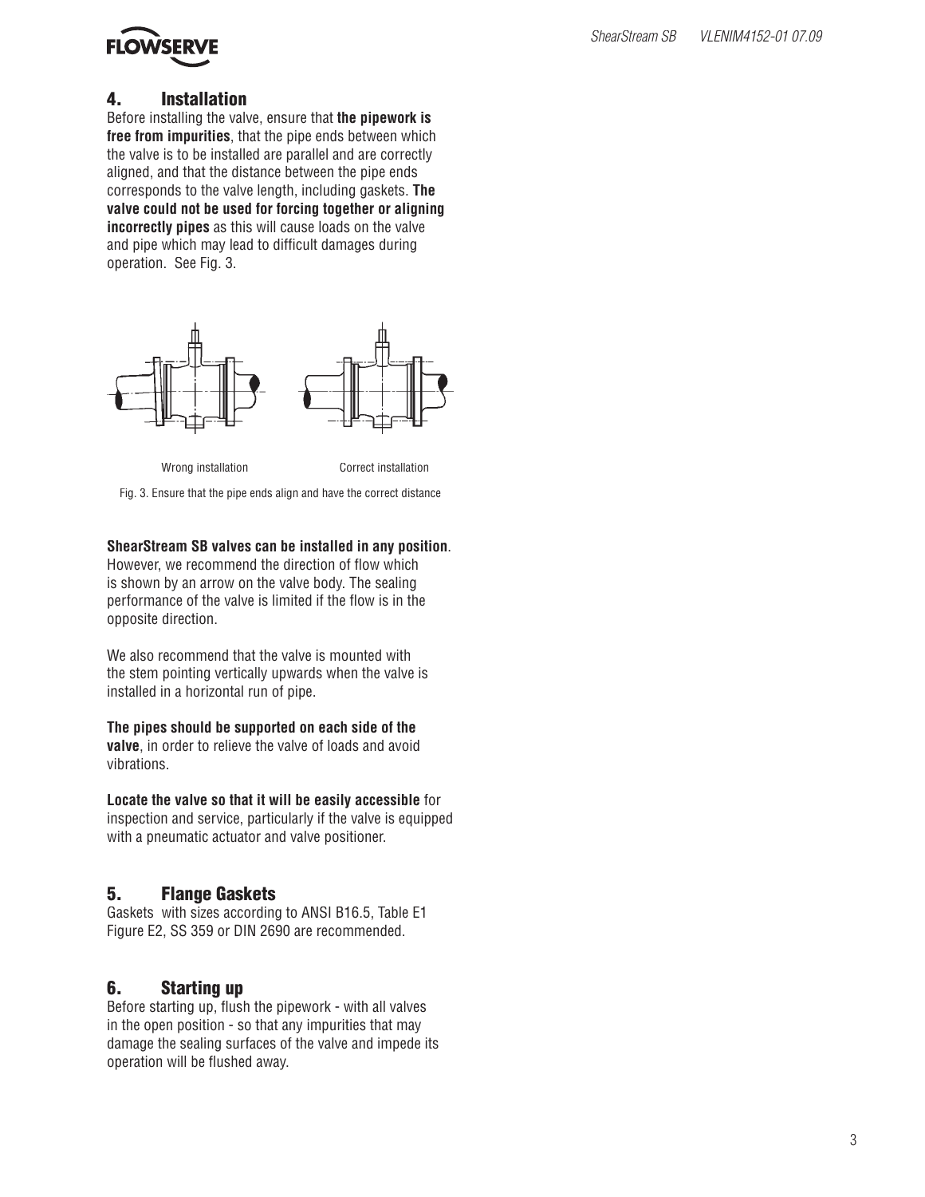## 4. Installation

Before installing the valve, ensure that **the pipework is free from impurities**, that the pipe ends between which the valve is to be installed are parallel and are correctly aligned, and that the distance between the pipe ends corresponds to the valve length, including gaskets. **The valve could not be used for forcing together or aligning incorrectly pipes** as this will cause loads on the valve and pipe which may lead to difficult damages during operation. See Fig. 3.

Wrong installation Correct installation

Fig. 3. Ensure that the pipe ends align and have the correct distance

**ShearStream SB valves can be installed in any position**. However, we recommend the direction of flow which is shown by an arrow on the valve body. The sealing performance of the valve is limited if the flow is in the opposite direction.

We also recommend that the valve is mounted with the stem pointing vertically upwards when the valve is installed in a horizontal run of pipe.

**The pipes should be supported on each side of the valve**, in order to relieve the valve of loads and avoid vibrations.

**Locate the valve so that it will be easily accessible** for inspection and service, particularly if the valve is equipped with a pneumatic actuator and valve positioner.

## 5. Flange Gaskets

Gaskets with sizes according to ANSI B16.5, Table E1 Figure E2, SS 359 or DIN 2690 are recommended.

## 6. Starting up

Before starting up, flush the pipework - with all valves in the open position - so that any impurities that may damage the sealing surfaces of the valve and impede its operation will be flushed away.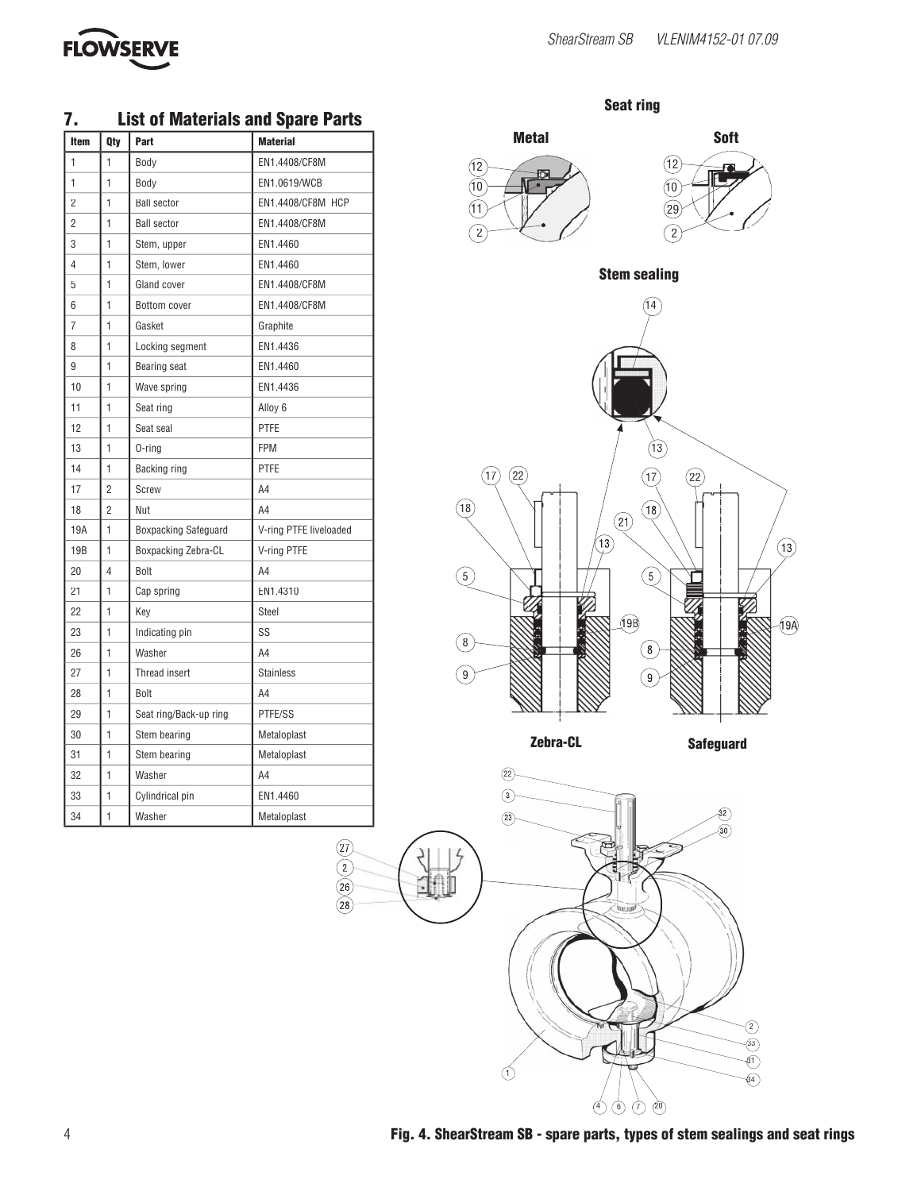## 7. List of Materials and Spare Parts

| Item | Qty | Part | Material |
|---|---|---|---|
| 1 | 1 | Body | EN1.4408/CF8M |
| 1 | 1 | Body | EN1.0619/WCB |
| 2 | 1 | Ball sector | EN1.4408/CF8M HCP |
| 2 | 1 | Ball sector | EN1.4408/CF8M |
| 3 | 1 | Stem, upper | EN1.4460 |
| 4 | 1 | Stem, lower | EN1.4460 |
| 5 | 1 | Gland cover | EN1.4408/CF8M |
| 6 | 1 | Bottom cover | EN1.4408/CF8M |
| 7 | 1 | Gasket | Graphite |
| 8 | 1 | Locking segment | EN1.4436 |
| 9 | 1 | Bearing seat | EN1.4460 |
| 10 | 1 | Wave spring | EN1.4436 |
| 11 | 1 | Seat ring | Alloy 6 |
| 12 | 1 | Seat seal | PTFE |
| 13 | 1 | O-ring | FPM |
| 14 | 1 | Backing ring | PTFE |
| 17 | 2 | Screw | A4 |
| 18 | 2 | Nut | A4 |
| 19A | 1 | Boxpacking Safeguard | V-ring PTFE liveloaded |
| 19B | 1 | Boxpacking Zebra-CL | V-ring PTFE |
| 20 | 4 | Bolt | A4 |
| 21 | 1 | Cap spring | EN1.4310 |
| 22 | 1 | Key | Steel |
| 23 | 1 | Indicating pin | SS |
| 26 | 1 | Washer | A4 |
| 27 | 1 | Thread insert | Stainless |
| 28 | 1 | Bolt | A4 |
| 29 | 1 | Seat ring/Back-up ring | PTFE/SS |
| 30 | 1 | Stem bearing | Metaloplast |
| 31 | 1 | Stem bearing | Metaloplast |
| 32 | 1 | Washer | A4 |
| 33 | 1 | Cylindrical pin | EN1.4460 |
| 34 | 1 | Washer | Metaloplast |

**Fig. 4. ShearStream SB - spare parts, types of stem sealings and seat rings**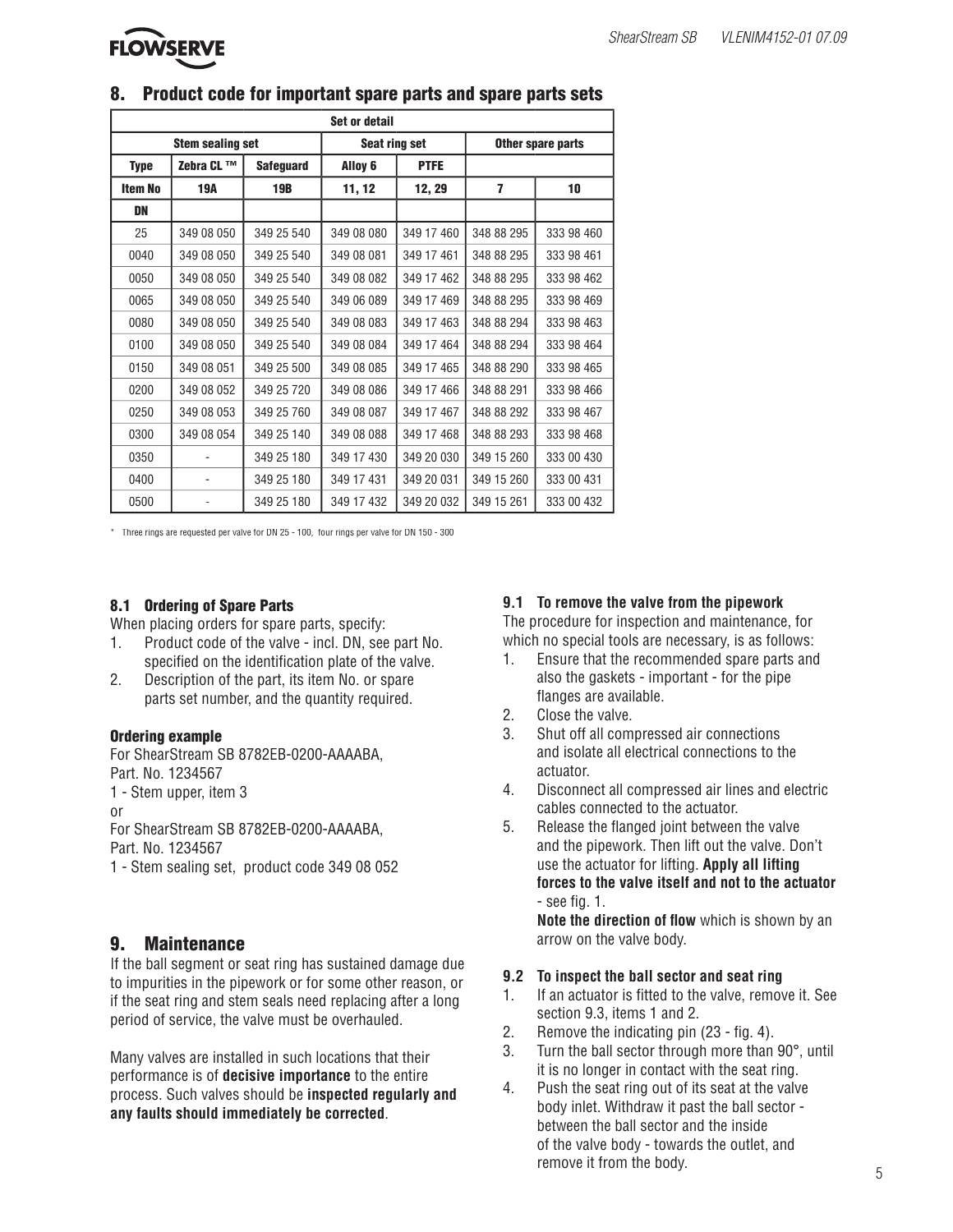## 8. Product code for important spare parts and spare parts sets

| Set or detail | | | | | | |
|---|---|---|---|---|---|---|
| Stem sealing set | | | Seat ring set | | Other spare parts | |
| Type | Zebra CL ™ | Safeguard | Alloy 6 | PTFE | | |
| Item No | 19A | 19B | 11, 12 | 12, 29 | 7 | 10 |
| DN | | | | | | |
| 25 | 349 08 050 | 349 25 540 | 349 08 080 | 349 17 460 | 348 88 295 | 333 98 460 |
| 0040 | 349 08 050 | 349 25 540 | 349 08 081 | 349 17 461 | 348 88 295 | 333 98 461 |
| 0050 | 349 08 050 | 349 25 540 | 349 08 082 | 349 17 462 | 348 88 295 | 333 98 462 |
| 0065 | 349 08 050 | 349 25 540 | 349 06 089 | 349 17 469 | 348 88 295 | 333 98 469 |
| 0080 | 349 08 050 | 349 25 540 | 349 08 083 | 349 17 463 | 348 88 294 | 333 98 463 |
| 0100 | 349 08 050 | 349 25 540 | 349 08 084 | 349 17 464 | 348 88 294 | 333 98 464 |
| 0150 | 349 08 051 | 349 25 500 | 349 08 085 | 349 17 465 | 348 88 290 | 333 98 465 |
| 0200 | 349 08 052 | 349 25 720 | 349 08 086 | 349 17 466 | 348 88 291 | 333 98 466 |
| 0250 | 349 08 053 | 349 25 760 | 349 08 087 | 349 17 467 | 348 88 292 | 333 98 467 |
| 0300 | 349 08 054 | 349 25 140 | 349 08 088 | 349 17 468 | 348 88 293 | 333 98 468 |
| 0350 | - | 349 25 180 | 349 17 430 | 349 20 030 | 349 15 260 | 333 00 430 |
| 0400 | - | 349 25 180 | 349 17 431 | 349 20 031 | 349 15 260 | 333 00 431 |
| 0500 | - | 349 25 180 | 349 17 432 | 349 20 032 | 349 15 261 | 333 00 432 |

* Three rings are requested per valve for DN 25 - 100, four rings per valve for DN 150 - 300

### 8.1 Ordering of Spare Parts

When placing orders for spare parts, specify:

1. Product code of the valve - incl. DN, see part No. specified on the identification plate of the valve.
2. Description of the part, its item No. or spare parts set number, and the quantity required.

**Ordering example**

For ShearStream SB 8782EB-0200-AAAABA,
Part. No. 1234567
1 - Stem upper, item 3
or
For ShearStream SB 8782EB-0200-AAAABA,
Part. No. 1234567
1 - Stem sealing set, product code 349 08 052

## 9. Maintenance

If the ball segment or seat ring has sustained damage due to impurities in the pipework or for some other reason, or if the seat ring and stem seals need replacing after a long period of service, the valve must be overhauled.

Many valves are installed in such locations that their performance is of **decisive importance** to the entire process. Such valves should be **inspected regularly and any faults should immediately be corrected**.

### 9.1 To remove the valve from the pipework

The procedure for inspection and maintenance, for which no special tools are necessary, is as follows:

1. Ensure that the recommended spare parts and also the gaskets - important - for the pipe flanges are available.
2. Close the valve.
3. Shut off all compressed air connections and isolate all electrical connections to the actuator.
4. Disconnect all compressed air lines and electric cables connected to the actuator.
5. Release the flanged joint between the valve and the pipework. Then lift out the valve. Don't use the actuator for lifting. **Apply all lifting forces to the valve itself and not to the actuator** - see fig. 1.
   **Note the direction of flow** which is shown by an arrow on the valve body.

### 9.2 To inspect the ball sector and seat ring

1. If an actuator is fitted to the valve, remove it. See section 9.3, items 1 and 2.
2. Remove the indicating pin (23 - fig. 4).
3. Turn the ball sector through more than 90°, until it is no longer in contact with the seat ring.
4. Push the seat ring out of its seat at the valve body inlet. Withdraw it past the ball sector - between the ball sector and the inside of the valve body - towards the outlet, and remove it from the body.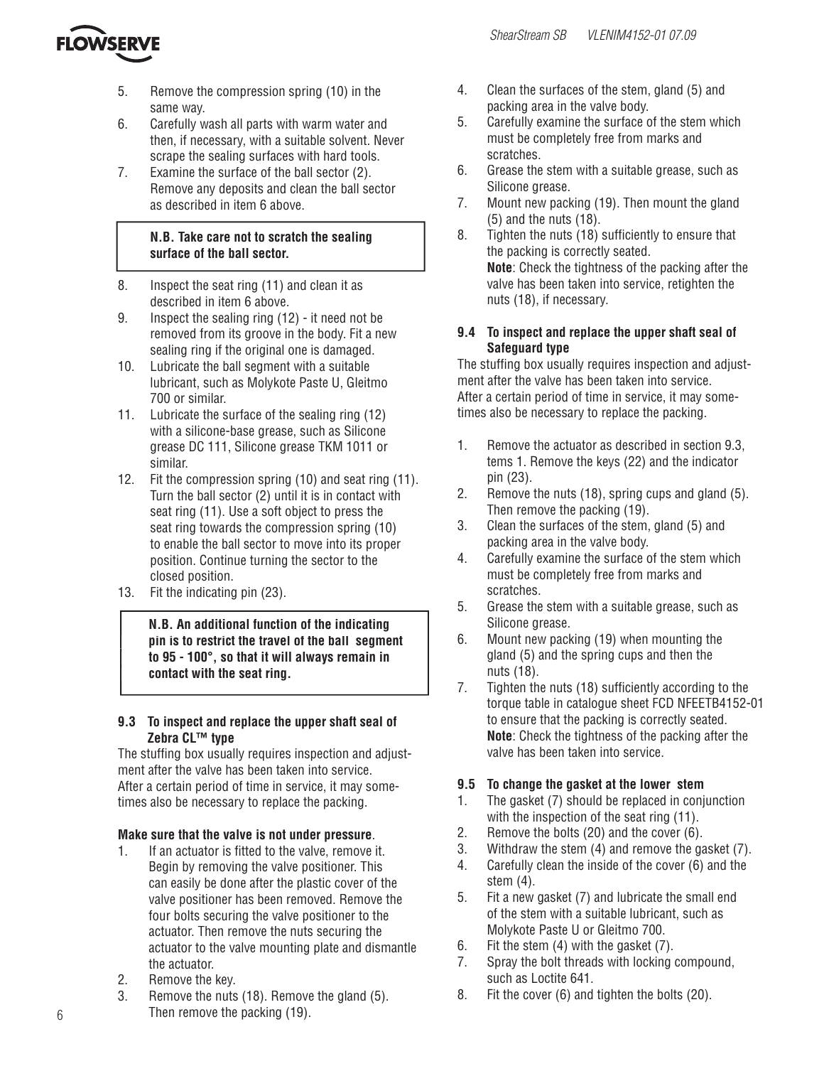5. Remove the compression spring (10) in the same way.
6. Carefully wash all parts with warm water and then, if necessary, with a suitable solvent. Never scrape the sealing surfaces with hard tools.
7. Examine the surface of the ball sector (2). Remove any deposits and clean the ball sector as described in item 6 above.

> **N.B. Take care not to scratch the sealing surface of the ball sector.**

8. Inspect the seat ring (11) and clean it as described in item 6 above.
9. Inspect the sealing ring (12) - it need not be removed from its groove in the body. Fit a new sealing ring if the original one is damaged.
10. Lubricate the ball segment with a suitable lubricant, such as Molykote Paste U, Gleitmo 700 or similar.
11. Lubricate the surface of the sealing ring (12) with a silicone-base grease, such as Silicone grease DC 111, Silicone grease TKM 1011 or similar.
12. Fit the compression spring (10) and seat ring (11). Turn the ball sector (2) until it is in contact with seat ring (11). Use a soft object to press the seat ring towards the compression spring (10) to enable the ball sector to move into its proper position. Continue turning the sector to the closed position.
13. Fit the indicating pin (23).

> **N.B. An additional function of the indicating pin is to restrict the travel of the ball segment to 95 - 100°, so that it will always remain in contact with the seat ring.**

### 9.3 To inspect and replace the upper shaft seal of Zebra CL™ type

The stuffing box usually requires inspection and adjustment after the valve has been taken into service. After a certain period of time in service, it may sometimes also be necessary to replace the packing.

**Make sure that the valve is not under pressure**.

1. If an actuator is fitted to the valve, remove it. Begin by removing the valve positioner. This can easily be done after the plastic cover of the valve positioner has been removed. Remove the four bolts securing the valve positioner to the actuator. Then remove the nuts securing the actuator to the valve mounting plate and dismantle the actuator.
2. Remove the key.
3. Remove the nuts (18). Remove the gland (5). Then remove the packing (19).
4. Clean the surfaces of the stem, gland (5) and packing area in the valve body.
5. Carefully examine the surface of the stem which must be completely free from marks and scratches.
6. Grease the stem with a suitable grease, such as Silicone grease.
7. Mount new packing (19). Then mount the gland (5) and the nuts (18).
8. Tighten the nuts (18) sufficiently to ensure that the packing is correctly seated.
   **Note**: Check the tightness of the packing after the valve has been taken into service, retighten the nuts (18), if necessary.

### 9.4 To inspect and replace the upper shaft seal of Safeguard type

The stuffing box usually requires inspection and adjustment after the valve has been taken into service. After a certain period of time in service, it may sometimes also be necessary to replace the packing.

1. Remove the actuator as described in section 9.3, tems 1. Remove the keys (22) and the indicator pin (23).
2. Remove the nuts (18), spring cups and gland (5). Then remove the packing (19).
3. Clean the surfaces of the stem, gland (5) and packing area in the valve body.
4. Carefully examine the surface of the stem which must be completely free from marks and scratches.
5. Grease the stem with a suitable grease, such as Silicone grease.
6. Mount new packing (19) when mounting the gland (5) and the spring cups and then the nuts (18).
7. Tighten the nuts (18) sufficiently according to the torque table in catalogue sheet FCD NFEETB4152-01 to ensure that the packing is correctly seated.
   **Note**: Check the tightness of the packing after the valve has been taken into service.

### 9.5 To change the gasket at the lower stem

1. The gasket (7) should be replaced in conjunction with the inspection of the seat ring (11).
2. Remove the bolts (20) and the cover (6).
3. Withdraw the stem (4) and remove the gasket (7).
4. Carefully clean the inside of the cover (6) and the stem (4).
5. Fit a new gasket (7) and lubricate the small end of the stem with a suitable lubricant, such as Molykote Paste U or Gleitmo 700.
6. Fit the stem (4) with the gasket (7).
7. Spray the bolt threads with locking compound, such as Loctite 641.
8. Fit the cover (6) and tighten the bolts (20).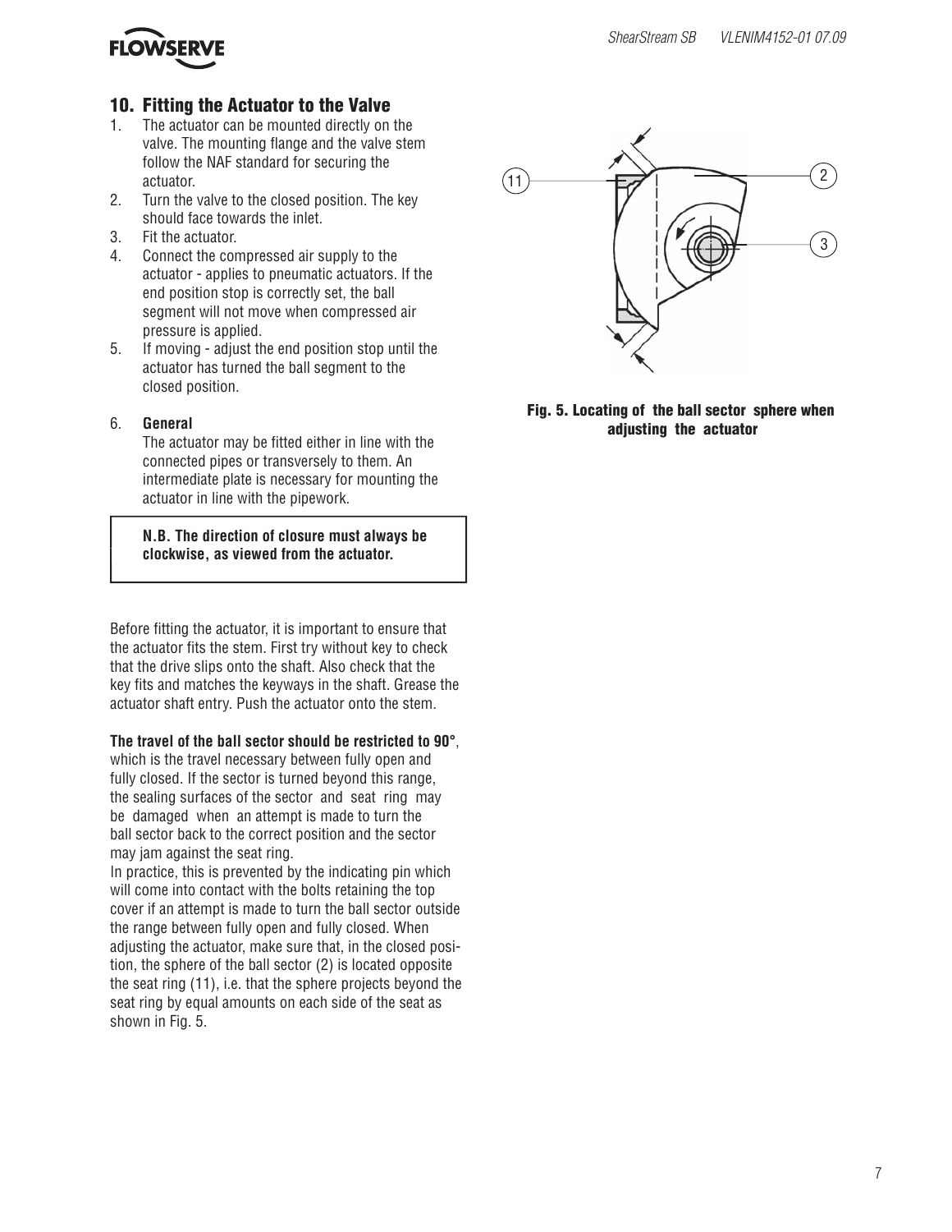## 10. Fitting the Actuator to the Valve

1. The actuator can be mounted directly on the valve. The mounting flange and the valve stem follow the NAF standard for securing the actuator.
2. Turn the valve to the closed position. The key should face towards the inlet.
3. Fit the actuator.
4. Connect the compressed air supply to the actuator - applies to pneumatic actuators. If the end position stop is correctly set, the ball segment will not move when compressed air pressure is applied.
5. If moving - adjust the end position stop until the actuator has turned the ball segment to the closed position.
6. **General**

   The actuator may be fitted either in line with the connected pipes or transversely to them. An intermediate plate is necessary for mounting the actuator in line with the pipework.

**N.B. The direction of closure must always be clockwise, as viewed from the actuator.**

Before fitting the actuator, it is important to ensure that the actuator fits the stem. First try without key to check that the drive slips onto the shaft. Also check that the key fits and matches the keyways in the shaft. Grease the actuator shaft entry. Push the actuator onto the stem.

**The travel of the ball sector should be restricted to 90°**, which is the travel necessary between fully open and fully closed. If the sector is turned beyond this range, the sealing surfaces of the sector and seat ring may be damaged when an attempt is made to turn the ball sector back to the correct position and the sector may jam against the seat ring.

In practice, this is prevented by the indicating pin which will come into contact with the bolts retaining the top cover if an attempt is made to turn the ball sector outside the range between fully open and fully closed. When adjusting the actuator, make sure that, in the closed position, the sphere of the ball sector (2) is located opposite the seat ring (11), i.e. that the sphere projects beyond the seat ring by equal amounts on each side of the seat as shown in Fig. 5.

**Fig. 5. Locating of the ball sector sphere when adjusting the actuator**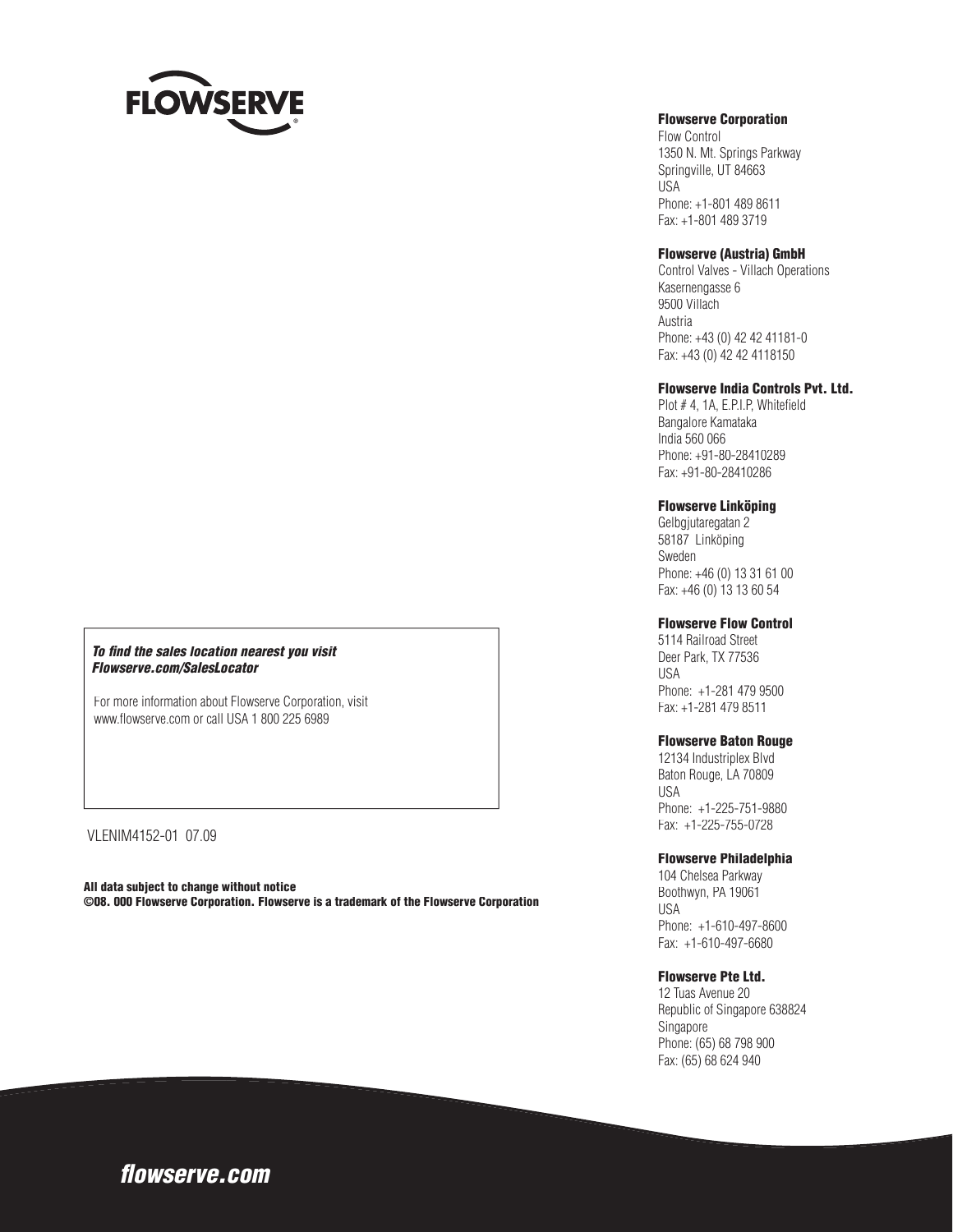**Flowserve Corporation**
Flow Control
1350 N. Mt. Springs Parkway
Springville, UT 84663
USA
Phone: +1-801 489 8611
Fax: +1-801 489 3719

**Flowserve (Austria) GmbH**
Control Valves - Villach Operations
Kasernengasse 6
9500 Villach
Austria
Phone: +43 (0) 42 42 41181-0
Fax: +43 (0) 42 42 4118150

**Flowserve India Controls Pvt. Ltd.**
Plot # 4, 1A, E.P.I.P, Whitefield
Bangalore Kamataka
India 560 066
Phone: +91-80-28410289
Fax: +91-80-28410286

**Flowserve Linköping**
Gelbgjutaregatan 2
58187 Linköping
Sweden
Phone: +46 (0) 13 31 61 00
Fax: +46 (0) 13 13 60 54

**Flowserve Flow Control**
5114 Railroad Street
Deer Park, TX 77536
USA
Phone: +1-281 479 9500
Fax: +1-281 479 8511

**Flowserve Baton Rouge**
12134 Industriplex Blvd
Baton Rouge, LA 70809
USA
Phone: +1-225-751-9880
Fax: +1-225-755-0728

**Flowserve Philadelphia**
104 Chelsea Parkway
Boothwyn, PA 19061
USA
Phone: +1-610-497-8600
Fax: +1-610-497-6680

**Flowserve Pte Ltd.**
12 Tuas Avenue 20
Republic of Singapore 638824
Singapore
Phone: (65) 68 798 900
Fax: (65) 68 624 940

***To find the sales location nearest you visit Flowserve.com/SalesLocator***

For more information about Flowserve Corporation, visit www.flowserve.com or call USA 1 800 225 6989

VLENIM4152-01 07.09

**All data subject to change without notice**
**©08. 000 Flowserve Corporation. Flowserve is a trademark of the Flowserve Corporation**

***flowserve.com***